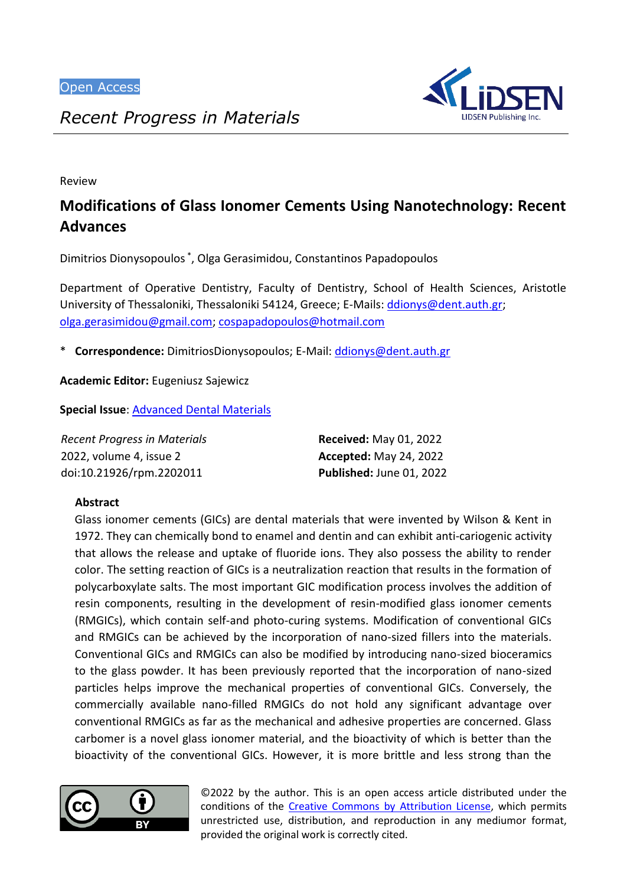Open Access

*Recent Progress in Materials*

Review

# Modifications of Glass Ionomer Cements Using Nanotechnology: Recent Advances

Dimitrios Dionysopoulos *, Olga Gerasimidou, Constantinos Papadopoulos

Department of Operative Dentistry, Faculty of Dentistry, School of Health Sciences, Aristotle University of Thessaloniki, Thessaloniki 54124, Greece; E-Mails: ddionys@dent.auth.gr; olga.gerasimidou@gmail.com; cospapadopoulos@hotmail.com

\* **Correspondence:** DimitriosDionysopoulos; E-Mail: ddionys@dent.auth.gr

**Academic Editor:** Eugeniusz Sajewicz

**Special Issue**: Advanced Dental Materials

*Recent Progress in Materials*
2022, volume 4, issue 2
doi:10.21926/rpm.2202011

**Received:** May 01, 2022
**Accepted:** May 24, 2022
**Published:** June 01, 2022

## Abstract

Glass ionomer cements (GICs) are dental materials that were invented by Wilson & Kent in 1972. They can chemically bond to enamel and dentin and can exhibit anti-cariogenic activity that allows the release and uptake of fluoride ions. They also possess the ability to render color. The setting reaction of GICs is a neutralization reaction that results in the formation of polycarboxylate salts. The most important GIC modification process involves the addition of resin components, resulting in the development of resin-modified glass ionomer cements (RMGICs), which contain self-and photo-curing systems. Modification of conventional GICs and RMGICs can be achieved by the incorporation of nano-sized fillers into the materials. Conventional GICs and RMGICs can also be modified by introducing nano-sized bioceramics to the glass powder. It has been previously reported that the incorporation of nano-sized particles helps improve the mechanical properties of conventional GICs. Conversely, the commercially available nano-filled RMGICs do not hold any significant advantage over conventional RMGICs as far as the mechanical and adhesive properties are concerned. Glass carbomer is a novel glass ionomer material, and the bioactivity of which is better than the bioactivity of the conventional GICs. However, it is more brittle and less strong than the

©2022 by the author. This is an open access article distributed under the conditions of the Creative Commons by Attribution License, which permits unrestricted use, distribution, and reproduction in any mediumor format, provided the original work is correctly cited.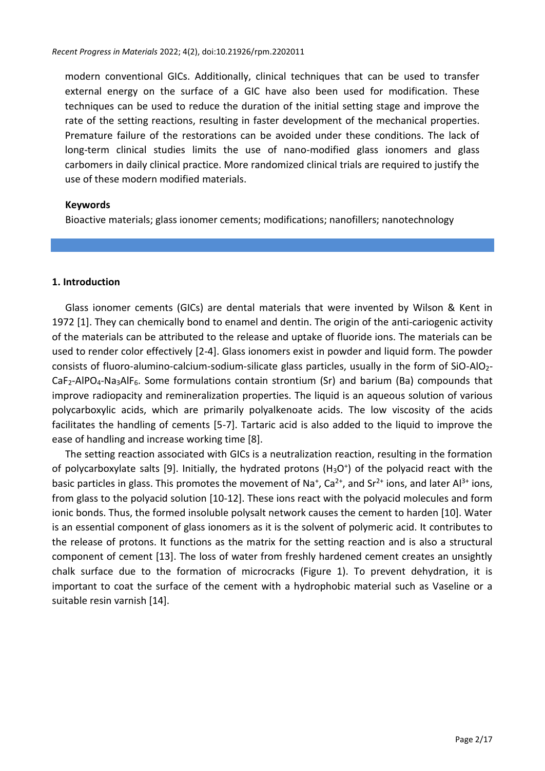modern conventional GICs. Additionally, clinical techniques that can be used to transfer external energy on the surface of a GIC have also been used for modification. These techniques can be used to reduce the duration of the initial setting stage and improve the rate of the setting reactions, resulting in faster development of the mechanical properties. Premature failure of the restorations can be avoided under these conditions. The lack of long-term clinical studies limits the use of nano-modified glass ionomers and glass carbomers in daily clinical practice. More randomized clinical trials are required to justify the use of these modern modified materials.

**Keywords**

Bioactive materials; glass ionomer cements; modifications; nanofillers; nanotechnology

## 1. Introduction

Glass ionomer cements (GICs) are dental materials that were invented by Wilson & Kent in 1972 [1]. They can chemically bond to enamel and dentin. The origin of the anti-cariogenic activity of the materials can be attributed to the release and uptake of fluoride ions. The materials can be used to render color effectively [2-4]. Glass ionomers exist in powder and liquid form. The powder consists of fluoro-alumino-calcium-sodium-silicate glass particles, usually in the form of SiO-$AlO_2$-$CaF_2$-$AlPO_4$-$Na_3AlF_6$. Some formulations contain strontium (Sr) and barium (Ba) compounds that improve radiopacity and remineralization properties. The liquid is an aqueous solution of various polycarboxylic acids, which are primarily polyalkenoate acids. The low viscosity of the acids facilitates the handling of cements [5-7]. Tartaric acid is also added to the liquid to improve the ease of handling and increase working time [8].

The setting reaction associated with GICs is a neutralization reaction, resulting in the formation of polycarboxylate salts [9]. Initially, the hydrated protons ($H_3O^+$) of the polyacid react with the basic particles in glass. This promotes the movement of $Na^+$, $Ca^{2+}$, and $Sr^{2+}$ ions, and later $Al^{3+}$ ions, from glass to the polyacid solution [10-12]. These ions react with the polyacid molecules and form ionic bonds. Thus, the formed insoluble polysalt network causes the cement to harden [10]. Water is an essential component of glass ionomers as it is the solvent of polymeric acid. It contributes to the release of protons. It functions as the matrix for the setting reaction and is also a structural component of cement [13]. The loss of water from freshly hardened cement creates an unsightly chalk surface due to the formation of microcracks (Figure 1). To prevent dehydration, it is important to coat the surface of the cement with a hydrophobic material such as Vaseline or a suitable resin varnish [14].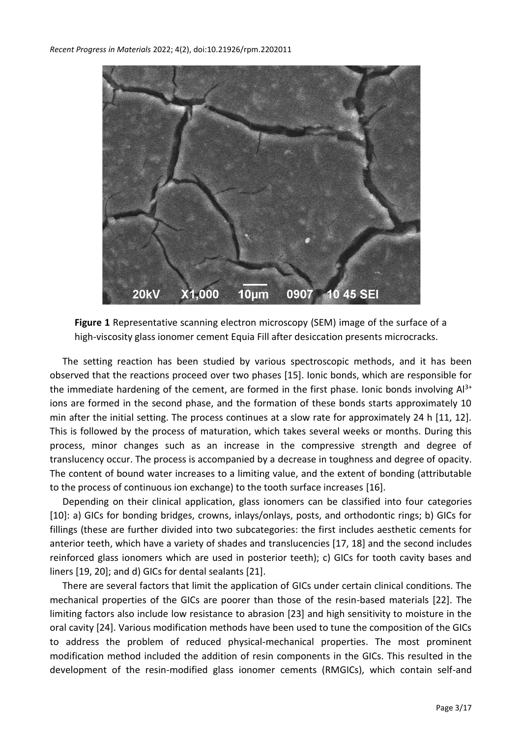**Figure 1** Representative scanning electron microscopy (SEM) image of the surface of a high-viscosity glass ionomer cement Equia Fill after desiccation presents microcracks.

The setting reaction has been studied by various spectroscopic methods, and it has been observed that the reactions proceed over two phases [15]. Ionic bonds, which are responsible for the immediate hardening of the cement, are formed in the first phase. Ionic bonds involving $Al^{3+}$ ions are formed in the second phase, and the formation of these bonds starts approximately 10 min after the initial setting. The process continues at a slow rate for approximately 24 h [11, 12]. This is followed by the process of maturation, which takes several weeks or months. During this process, minor changes such as an increase in the compressive strength and degree of translucency occur. The process is accompanied by a decrease in toughness and degree of opacity. The content of bound water increases to a limiting value, and the extent of bonding (attributable to the process of continuous ion exchange) to the tooth surface increases [16].

Depending on their clinical application, glass ionomers can be classified into four categories [10]: a) GICs for bonding bridges, crowns, inlays/onlays, posts, and orthodontic rings; b) GICs for fillings (these are further divided into two subcategories: the first includes aesthetic cements for anterior teeth, which have a variety of shades and translucencies [17, 18] and the second includes reinforced glass ionomers which are used in posterior teeth); c) GICs for tooth cavity bases and liners [19, 20]; and d) GICs for dental sealants [21].

There are several factors that limit the application of GICs under certain clinical conditions. The mechanical properties of the GICs are poorer than those of the resin-based materials [22]. The limiting factors also include low resistance to abrasion [23] and high sensitivity to moisture in the oral cavity [24]. Various modification methods have been used to tune the composition of the GICs to address the problem of reduced physical-mechanical properties. The most prominent modification method included the addition of resin components in the GICs. This resulted in the development of the resin-modified glass ionomer cements (RMGICs), which contain self-and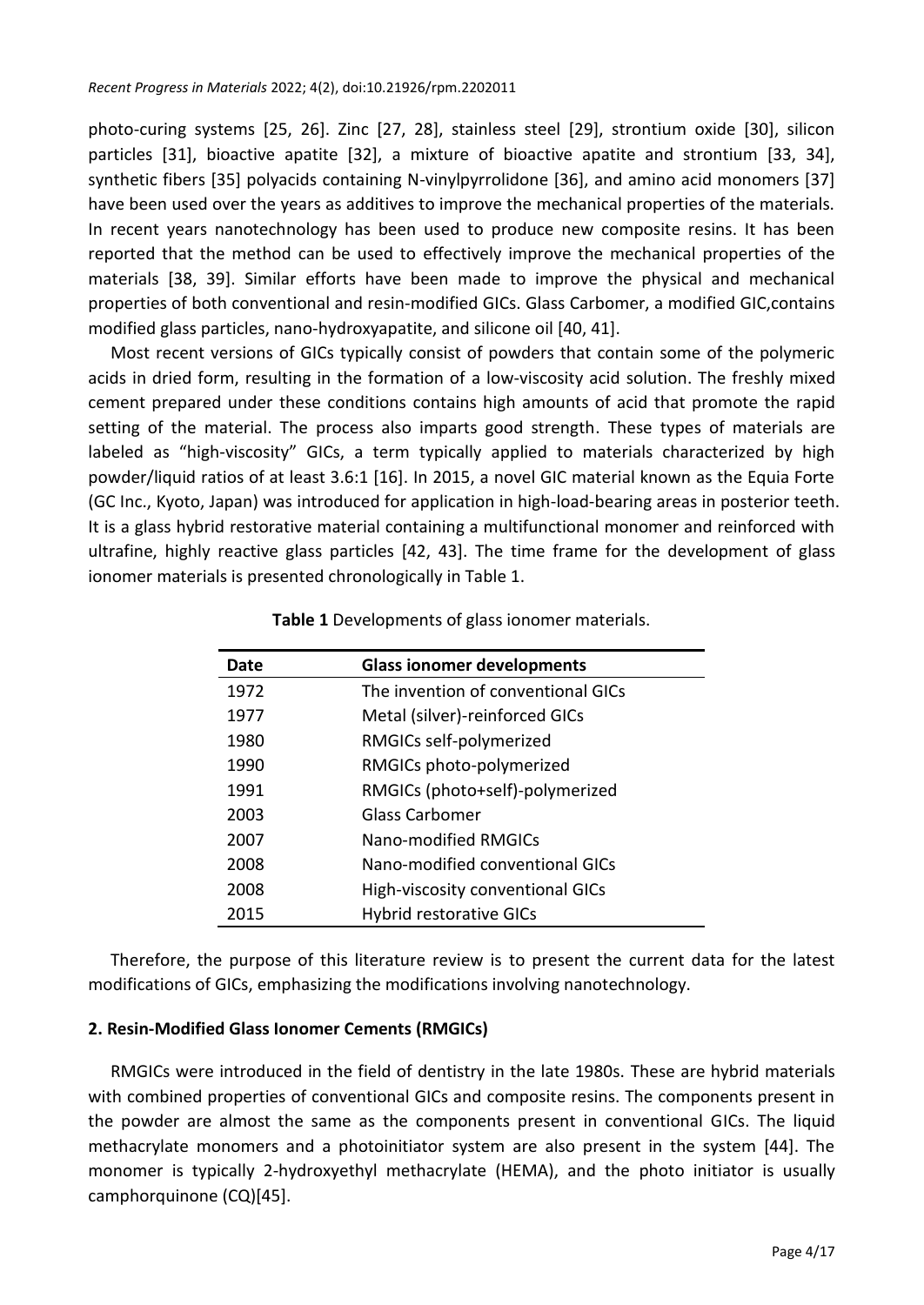photo-curing systems [25, 26]. Zinc [27, 28], stainless steel [29], strontium oxide [30], silicon particles [31], bioactive apatite [32], a mixture of bioactive apatite and strontium [33, 34], synthetic fibers [35] polyacids containing N-vinylpyrrolidone [36], and amino acid monomers [37] have been used over the years as additives to improve the mechanical properties of the materials. In recent years nanotechnology has been used to produce new composite resins. It has been reported that the method can be used to effectively improve the mechanical properties of the materials [38, 39]. Similar efforts have been made to improve the physical and mechanical properties of both conventional and resin-modified GICs. Glass Carbomer, a modified GIC,contains modified glass particles, nano-hydroxyapatite, and silicone oil [40, 41].

Most recent versions of GICs typically consist of powders that contain some of the polymeric acids in dried form, resulting in the formation of a low-viscosity acid solution. The freshly mixed cement prepared under these conditions contains high amounts of acid that promote the rapid setting of the material. The process also imparts good strength. These types of materials are labeled as "high-viscosity" GICs, a term typically applied to materials characterized by high powder/liquid ratios of at least 3.6:1 [16]. In 2015, a novel GIC material known as the Equia Forte (GC Inc., Kyoto, Japan) was introduced for application in high-load-bearing areas in posterior teeth. It is a glass hybrid restorative material containing a multifunctional monomer and reinforced with ultrafine, highly reactive glass particles [42, 43]. The time frame for the development of glass ionomer materials is presented chronologically in Table 1.

**Table 1** Developments of glass ionomer materials.

| Date | Glass ionomer developments |
|---|---|
| 1972 | The invention of conventional GICs |
| 1977 | Metal (silver)-reinforced GICs |
| 1980 | RMGICs self-polymerized |
| 1990 | RMGICs photo-polymerized |
| 1991 | RMGICs (photo+self)-polymerized |
| 2003 | Glass Carbomer |
| 2007 | Nano-modified RMGICs |
| 2008 | Nano-modified conventional GICs |
| 2008 | High-viscosity conventional GICs |
| 2015 | Hybrid restorative GICs |

Therefore, the purpose of this literature review is to present the current data for the latest modifications of GICs, emphasizing the modifications involving nanotechnology.

## 2. Resin-Modified Glass Ionomer Cements (RMGICs)

RMGICs were introduced in the field of dentistry in the late 1980s. These are hybrid materials with combined properties of conventional GICs and composite resins. The components present in the powder are almost the same as the components present in conventional GICs. The liquid methacrylate monomers and a photoinitiator system are also present in the system [44]. The monomer is typically 2-hydroxyethyl methacrylate (HEMA), and the photo initiator is usually camphorquinone (CQ)[45].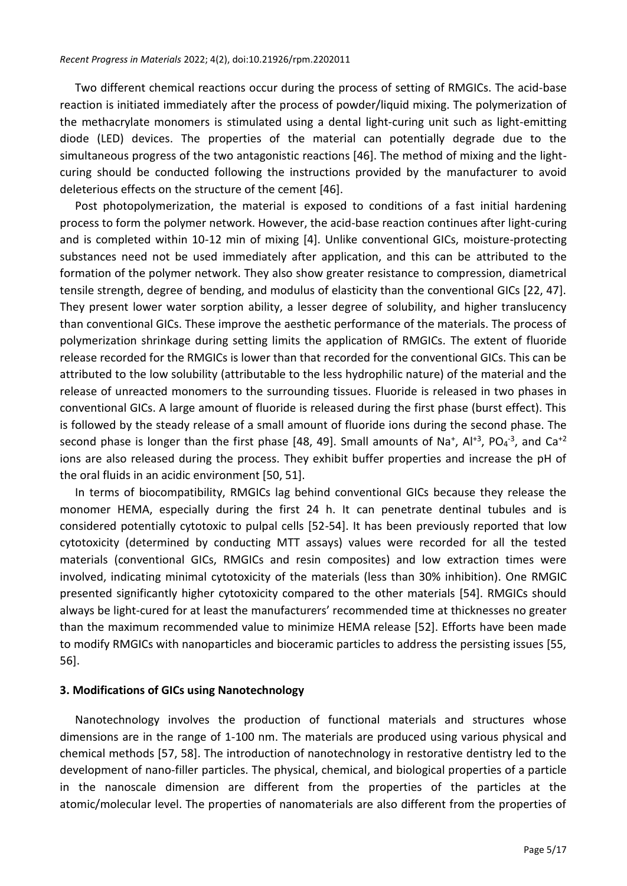Two different chemical reactions occur during the process of setting of RMGICs. The acid-base reaction is initiated immediately after the process of powder/liquid mixing. The polymerization of the methacrylate monomers is stimulated using a dental light-curing unit such as light-emitting diode (LED) devices. The properties of the material can potentially degrade due to the simultaneous progress of the two antagonistic reactions [46]. The method of mixing and the light-curing should be conducted following the instructions provided by the manufacturer to avoid deleterious effects on the structure of the cement [46].

Post photopolymerization, the material is exposed to conditions of a fast initial hardening process to form the polymer network. However, the acid-base reaction continues after light-curing and is completed within 10-12 min of mixing [4]. Unlike conventional GICs, moisture-protecting substances need not be used immediately after application, and this can be attributed to the formation of the polymer network. They also show greater resistance to compression, diametrical tensile strength, degree of bending, and modulus of elasticity than the conventional GICs [22, 47]. They present lower water sorption ability, a lesser degree of solubility, and higher translucency than conventional GICs. These improve the aesthetic performance of the materials. The process of polymerization shrinkage during setting limits the application of RMGICs. The extent of fluoride release recorded for the RMGICs is lower than that recorded for the conventional GICs. This can be attributed to the low solubility (attributable to the less hydrophilic nature) of the material and the release of unreacted monomers to the surrounding tissues. Fluoride is released in two phases in conventional GICs. A large amount of fluoride is released during the first phase (burst effect). This is followed by the steady release of a small amount of fluoride ions during the second phase. The second phase is longer than the first phase [48, 49]. Small amounts of $Na^{+}$, $Al^{+3}$, $PO_4^{-3}$, and $Ca^{+2}$ ions are also released during the process. They exhibit buffer properties and increase the pH of the oral fluids in an acidic environment [50, 51].

In terms of biocompatibility, RMGICs lag behind conventional GICs because they release the monomer HEMA, especially during the first 24 h. It can penetrate dentinal tubules and is considered potentially cytotoxic to pulpal cells [52-54]. It has been previously reported that low cytotoxicity (determined by conducting MTT assays) values were recorded for all the tested materials (conventional GICs, RMGICs and resin composites) and low extraction times were involved, indicating minimal cytotoxicity of the materials (less than 30% inhibition). One RMGIC presented significantly higher cytotoxicity compared to the other materials [54]. RMGICs should always be light-cured for at least the manufacturers' recommended time at thicknesses no greater than the maximum recommended value to minimize HEMA release [52]. Efforts have been made to modify RMGICs with nanoparticles and bioceramic particles to address the persisting issues [55, 56].

### 3. Modifications of GICs using Nanotechnology

Nanotechnology involves the production of functional materials and structures whose dimensions are in the range of 1-100 nm. The materials are produced using various physical and chemical methods [57, 58]. The introduction of nanotechnology in restorative dentistry led to the development of nano-filler particles. The physical, chemical, and biological properties of a particle in the nanoscale dimension are different from the properties of the particles at the atomic/molecular level. The properties of nanomaterials are also different from the properties of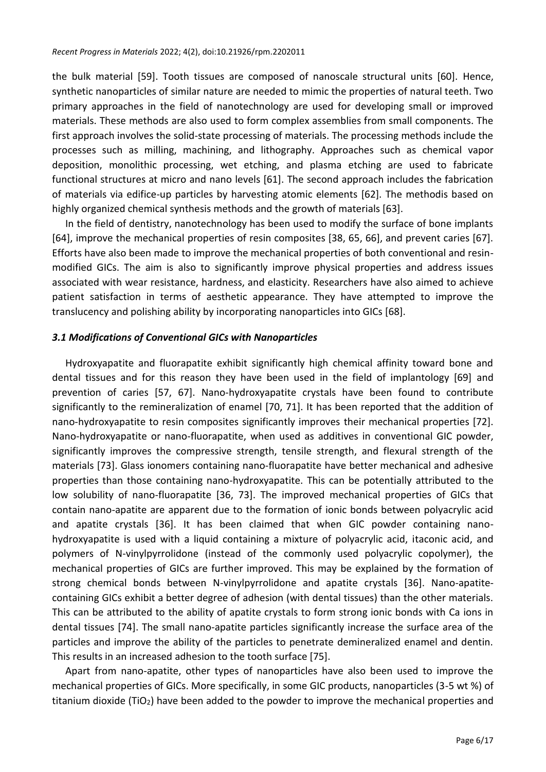the bulk material [59]. Tooth tissues are composed of nanoscale structural units [60]. Hence, synthetic nanoparticles of similar nature are needed to mimic the properties of natural teeth. Two primary approaches in the field of nanotechnology are used for developing small or improved materials. These methods are also used to form complex assemblies from small components. The first approach involves the solid-state processing of materials. The processing methods include the processes such as milling, machining, and lithography. Approaches such as chemical vapor deposition, monolithic processing, wet etching, and plasma etching are used to fabricate functional structures at micro and nano levels [61]. The second approach includes the fabrication of materials via edifice-up particles by harvesting atomic elements [62]. The methodis based on highly organized chemical synthesis methods and the growth of materials [63].

In the field of dentistry, nanotechnology has been used to modify the surface of bone implants [64], improve the mechanical properties of resin composites [38, 65, 66], and prevent caries [67]. Efforts have also been made to improve the mechanical properties of both conventional and resin-modified GICs. The aim is also to significantly improve physical properties and address issues associated with wear resistance, hardness, and elasticity. Researchers have also aimed to achieve patient satisfaction in terms of aesthetic appearance. They have attempted to improve the translucency and polishing ability by incorporating nanoparticles into GICs [68].

### *3.1 Modifications of Conventional GICs with Nanoparticles*

Hydroxyapatite and fluorapatite exhibit significantly high chemical affinity toward bone and dental tissues and for this reason they have been used in the field of implantology [69] and prevention of caries [57, 67]. Nano-hydroxyapatite crystals have been found to contribute significantly to the remineralization of enamel [70, 71]. It has been reported that the addition of nano-hydroxyapatite to resin composites significantly improves their mechanical properties [72]. Nano-hydroxyapatite or nano-fluorapatite, when used as additives in conventional GIC powder, significantly improves the compressive strength, tensile strength, and flexural strength of the materials [73]. Glass ionomers containing nano-fluorapatite have better mechanical and adhesive properties than those containing nano-hydroxyapatite. This can be potentially attributed to the low solubility of nano-fluorapatite [36, 73]. The improved mechanical properties of GICs that contain nano-apatite are apparent due to the formation of ionic bonds between polyacrylic acid and apatite crystals [36]. It has been claimed that when GIC powder containing nano-hydroxyapatite is used with a liquid containing a mixture of polyacrylic acid, itaconic acid, and polymers of N-vinylpyrrolidone (instead of the commonly used polyacrylic copolymer), the mechanical properties of GICs are further improved. This may be explained by the formation of strong chemical bonds between N-vinylpyrrolidone and apatite crystals [36]. Nano-apatite-containing GICs exhibit a better degree of adhesion (with dental tissues) than the other materials. This can be attributed to the ability of apatite crystals to form strong ionic bonds with Ca ions in dental tissues [74]. The small nano-apatite particles significantly increase the surface area of the particles and improve the ability of the particles to penetrate demineralized enamel and dentin. This results in an increased adhesion to the tooth surface [75].

Apart from nano-apatite, other types of nanoparticles have also been used to improve the mechanical properties of GICs. More specifically, in some GIC products, nanoparticles (3-5 wt %) of titanium dioxide ($TiO_2$) have been added to the powder to improve the mechanical properties and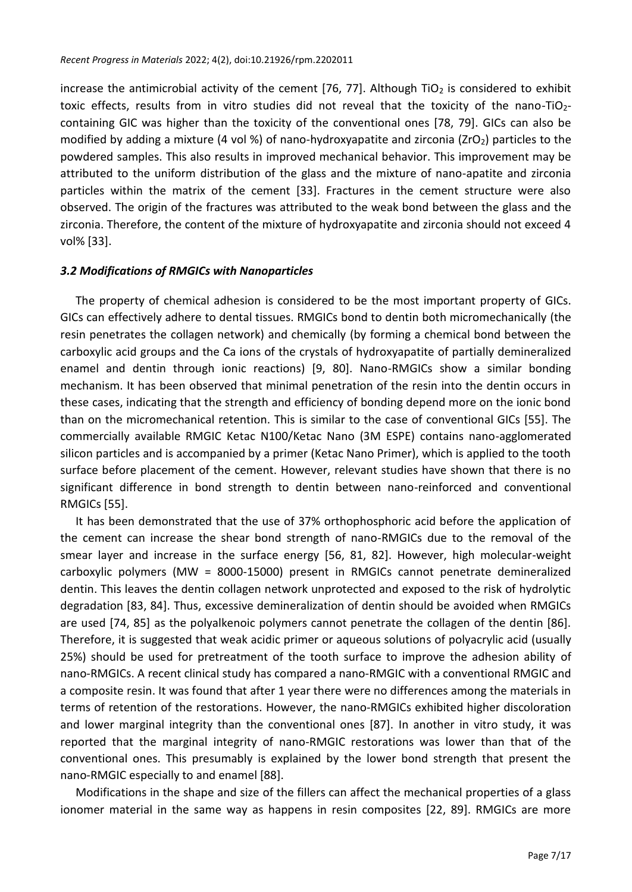increase the antimicrobial activity of the cement [76, 77]. Although $TiO_2$ is considered to exhibit toxic effects, results from in vitro studies did not reveal that the toxicity of the nano-$TiO_2$-containing GIC was higher than the toxicity of the conventional ones [78, 79]. GICs can also be modified by adding a mixture (4 vol %) of nano-hydroxyapatite and zirconia ($ZrO_2$) particles to the powdered samples. This also results in improved mechanical behavior. This improvement may be attributed to the uniform distribution of the glass and the mixture of nano-apatite and zirconia particles within the matrix of the cement [33]. Fractures in the cement structure were also observed. The origin of the fractures was attributed to the weak bond between the glass and the zirconia. Therefore, the content of the mixture of hydroxyapatite and zirconia should not exceed 4 vol% [33].

### *3.2 Modifications of RMGICs with Nanoparticles*

The property of chemical adhesion is considered to be the most important property of GICs. GICs can effectively adhere to dental tissues. RMGICs bond to dentin both micromechanically (the resin penetrates the collagen network) and chemically (by forming a chemical bond between the carboxylic acid groups and the Ca ions of the crystals of hydroxyapatite of partially demineralized enamel and dentin through ionic reactions) [9, 80]. Nano-RMGICs show a similar bonding mechanism. It has been observed that minimal penetration of the resin into the dentin occurs in these cases, indicating that the strength and efficiency of bonding depend more on the ionic bond than on the micromechanical retention. This is similar to the case of conventional GICs [55]. The commercially available RMGIC Ketac N100/Ketac Nano (3M ESPE) contains nano-agglomerated silicon particles and is accompanied by a primer (Ketac Nano Primer), which is applied to the tooth surface before placement of the cement. However, relevant studies have shown that there is no significant difference in bond strength to dentin between nano-reinforced and conventional RMGICs [55].

It has been demonstrated that the use of 37% orthophosphoric acid before the application of the cement can increase the shear bond strength of nano-RMGICs due to the removal of the smear layer and increase in the surface energy [56, 81, 82]. However, high molecular-weight carboxylic polymers (MW = 8000-15000) present in RMGICs cannot penetrate demineralized dentin. This leaves the dentin collagen network unprotected and exposed to the risk of hydrolytic degradation [83, 84]. Thus, excessive demineralization of dentin should be avoided when RMGICs are used [74, 85] as the polyalkenoic polymers cannot penetrate the collagen of the dentin [86]. Therefore, it is suggested that weak acidic primer or aqueous solutions of polyacrylic acid (usually 25%) should be used for pretreatment of the tooth surface to improve the adhesion ability of nano-RMGICs. A recent clinical study has compared a nano-RMGIC with a conventional RMGIC and a composite resin. It was found that after 1 year there were no differences among the materials in terms of retention of the restorations. However, the nano-RMGICs exhibited higher discoloration and lower marginal integrity than the conventional ones [87]. In another in vitro study, it was reported that the marginal integrity of nano-RMGIC restorations was lower than that of the conventional ones. This presumably is explained by the lower bond strength that present the nano-RMGIC especially to and enamel [88].

Modifications in the shape and size of the fillers can affect the mechanical properties of a glass ionomer material in the same way as happens in resin composites [22, 89]. RMGICs are more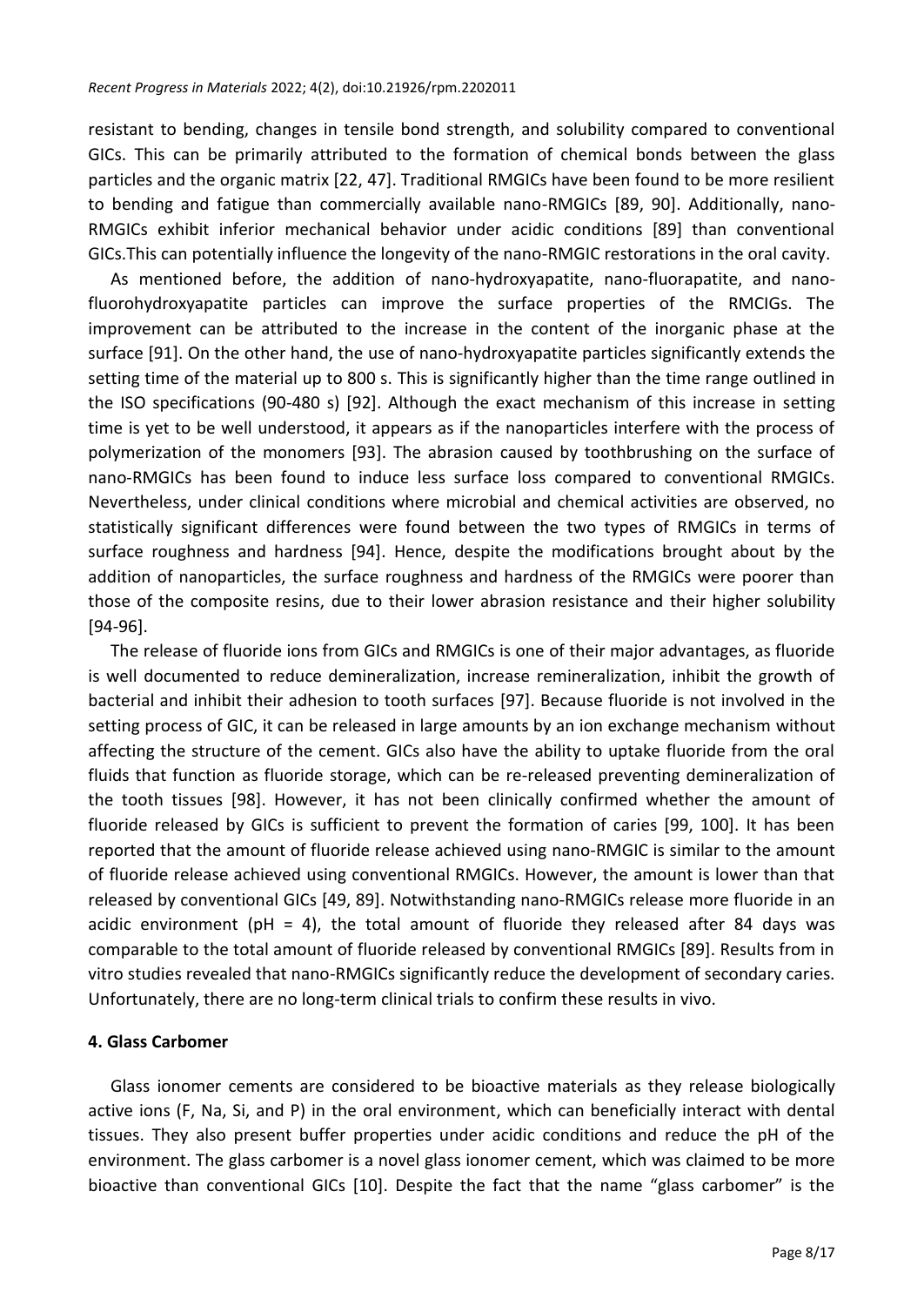resistant to bending, changes in tensile bond strength, and solubility compared to conventional GICs. This can be primarily attributed to the formation of chemical bonds between the glass particles and the organic matrix [22, 47]. Traditional RMGICs have been found to be more resilient to bending and fatigue than commercially available nano-RMGICs [89, 90]. Additionally, nano-RMGICs exhibit inferior mechanical behavior under acidic conditions [89] than conventional GICs.This can potentially influence the longevity of the nano-RMGIC restorations in the oral cavity.

As mentioned before, the addition of nano-hydroxyapatite, nano-fluorapatite, and nano-fluorohydroxyapatite particles can improve the surface properties of the RMCIGs. The improvement can be attributed to the increase in the content of the inorganic phase at the surface [91]. On the other hand, the use of nano-hydroxyapatite particles significantly extends the setting time of the material up to 800 s. This is significantly higher than the time range outlined in the ISO specifications (90-480 s) [92]. Although the exact mechanism of this increase in setting time is yet to be well understood, it appears as if the nanoparticles interfere with the process of polymerization of the monomers [93]. The abrasion caused by toothbrushing on the surface of nano-RMGICs has been found to induce less surface loss compared to conventional RMGICs. Nevertheless, under clinical conditions where microbial and chemical activities are observed, no statistically significant differences were found between the two types of RMGICs in terms of surface roughness and hardness [94]. Hence, despite the modifications brought about by the addition of nanoparticles, the surface roughness and hardness of the RMGICs were poorer than those of the composite resins, due to their lower abrasion resistance and their higher solubility [94-96].

The release of fluoride ions from GICs and RMGICs is one of their major advantages, as fluoride is well documented to reduce demineralization, increase remineralization, inhibit the growth of bacterial and inhibit their adhesion to tooth surfaces [97]. Because fluoride is not involved in the setting process of GIC, it can be released in large amounts by an ion exchange mechanism without affecting the structure of the cement. GICs also have the ability to uptake fluoride from the oral fluids that function as fluoride storage, which can be re-released preventing demineralization of the tooth tissues [98]. However, it has not been clinically confirmed whether the amount of fluoride released by GICs is sufficient to prevent the formation of caries [99, 100]. It has been reported that the amount of fluoride release achieved using nano-RMGIC is similar to the amount of fluoride release achieved using conventional RMGICs. However, the amount is lower than that released by conventional GICs [49, 89]. Notwithstanding nano-RMGICs release more fluoride in an acidic environment (pH = 4), the total amount of fluoride they released after 84 days was comparable to the total amount of fluoride released by conventional RMGICs [89]. Results from in vitro studies revealed that nano-RMGICs significantly reduce the development of secondary caries. Unfortunately, there are no long-term clinical trials to confirm these results in vivo.

## 4. Glass Carbomer

Glass ionomer cements are considered to be bioactive materials as they release biologically active ions (F, Na, Si, and P) in the oral environment, which can beneficially interact with dental tissues. They also present buffer properties under acidic conditions and reduce the pH of the environment. The glass carbomer is a novel glass ionomer cement, which was claimed to be more bioactive than conventional GICs [10]. Despite the fact that the name "glass carbomer" is the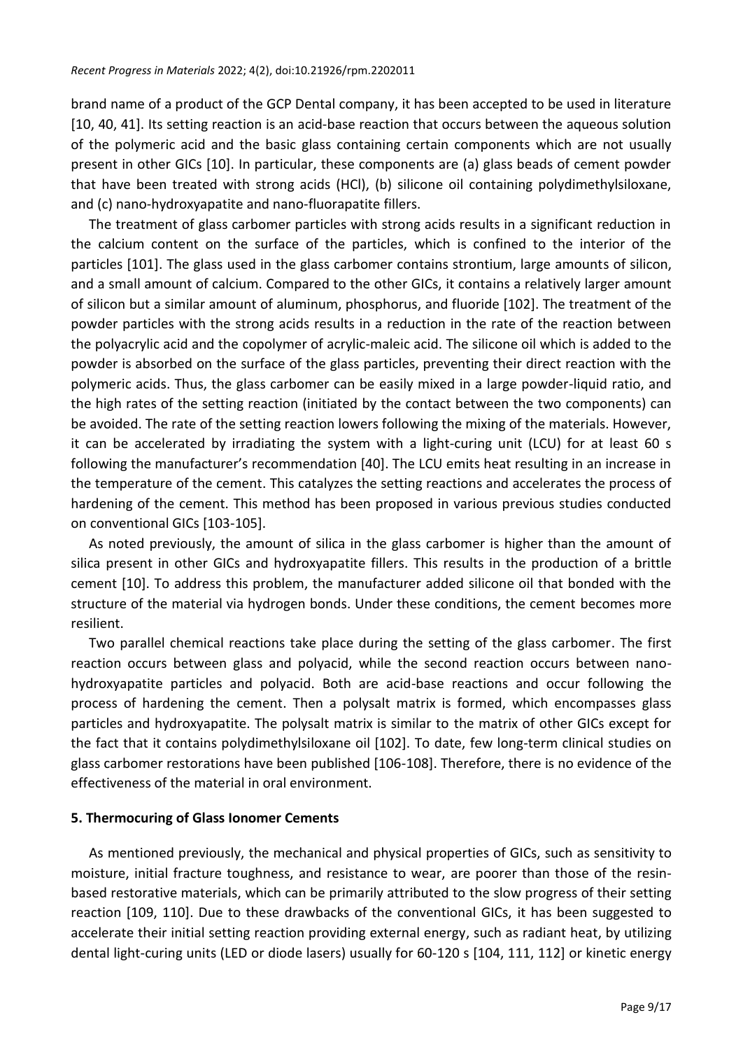brand name of a product of the GCP Dental company, it has been accepted to be used in literature [10, 40, 41]. Its setting reaction is an acid-base reaction that occurs between the aqueous solution of the polymeric acid and the basic glass containing certain components which are not usually present in other GICs [10]. In particular, these components are (a) glass beads of cement powder that have been treated with strong acids (HCl), (b) silicone oil containing polydimethylsiloxane, and (c) nano-hydroxyapatite and nano-fluorapatite fillers.

The treatment of glass carbomer particles with strong acids results in a significant reduction in the calcium content on the surface of the particles, which is confined to the interior of the particles [101]. The glass used in the glass carbomer contains strontium, large amounts of silicon, and a small amount of calcium. Compared to the other GICs, it contains a relatively larger amount of silicon but a similar amount of aluminum, phosphorus, and fluoride [102]. The treatment of the powder particles with the strong acids results in a reduction in the rate of the reaction between the polyacrylic acid and the copolymer of acrylic-maleic acid. The silicone oil which is added to the powder is absorbed on the surface of the glass particles, preventing their direct reaction with the polymeric acids. Thus, the glass carbomer can be easily mixed in a large powder-liquid ratio, and the high rates of the setting reaction (initiated by the contact between the two components) can be avoided. The rate of the setting reaction lowers following the mixing of the materials. However, it can be accelerated by irradiating the system with a light-curing unit (LCU) for at least 60 s following the manufacturer's recommendation [40]. The LCU emits heat resulting in an increase in the temperature of the cement. This catalyzes the setting reactions and accelerates the process of hardening of the cement. This method has been proposed in various previous studies conducted on conventional GICs [103-105].

As noted previously, the amount of silica in the glass carbomer is higher than the amount of silica present in other GICs and hydroxyapatite fillers. This results in the production of a brittle cement [10]. To address this problem, the manufacturer added silicone oil that bonded with the structure of the material via hydrogen bonds. Under these conditions, the cement becomes more resilient.

Two parallel chemical reactions take place during the setting of the glass carbomer. The first reaction occurs between glass and polyacid, while the second reaction occurs between nano-hydroxyapatite particles and polyacid. Both are acid-base reactions and occur following the process of hardening the cement. Then a polysalt matrix is formed, which encompasses glass particles and hydroxyapatite. The polysalt matrix is similar to the matrix of other GICs except for the fact that it contains polydimethylsiloxane oil [102]. To date, few long-term clinical studies on glass carbomer restorations have been published [106-108]. Therefore, there is no evidence of the effectiveness of the material in oral environment.

## 5. Thermocuring of Glass Ionomer Cements

As mentioned previously, the mechanical and physical properties of GICs, such as sensitivity to moisture, initial fracture toughness, and resistance to wear, are poorer than those of the resin-based restorative materials, which can be primarily attributed to the slow progress of their setting reaction [109, 110]. Due to these drawbacks of the conventional GICs, it has been suggested to accelerate their initial setting reaction providing external energy, such as radiant heat, by utilizing dental light-curing units (LED or diode lasers) usually for 60-120 s [104, 111, 112] or kinetic energy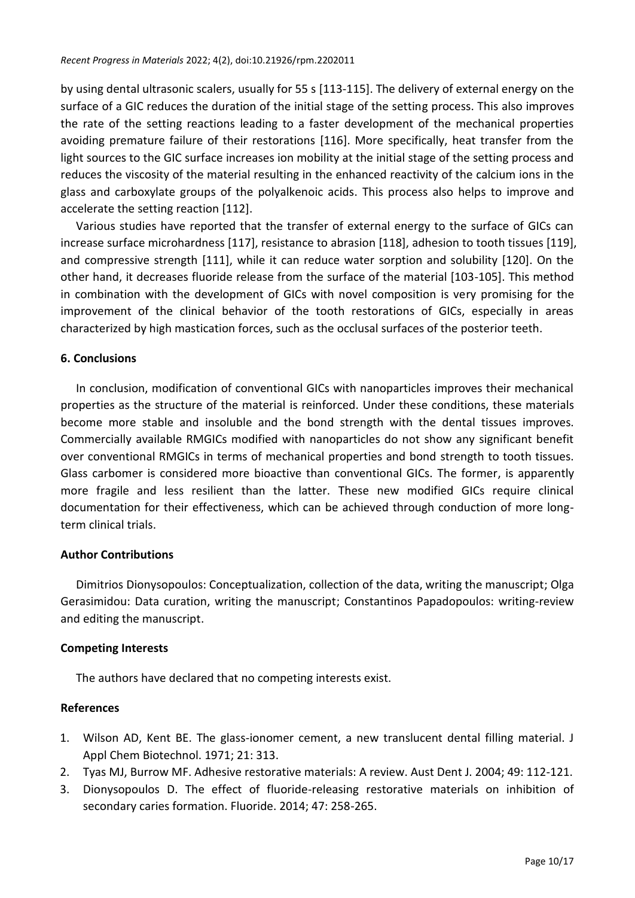by using dental ultrasonic scalers, usually for 55 s [113-115]. The delivery of external energy on the surface of a GIC reduces the duration of the initial stage of the setting process. This also improves the rate of the setting reactions leading to a faster development of the mechanical properties avoiding premature failure of their restorations [116]. More specifically, heat transfer from the light sources to the GIC surface increases ion mobility at the initial stage of the setting process and reduces the viscosity of the material resulting in the enhanced reactivity of the calcium ions in the glass and carboxylate groups of the polyalkenoic acids. This process also helps to improve and accelerate the setting reaction [112].

Various studies have reported that the transfer of external energy to the surface of GICs can increase surface microhardness [117], resistance to abrasion [118], adhesion to tooth tissues [119], and compressive strength [111], while it can reduce water sorption and solubility [120]. On the other hand, it decreases fluoride release from the surface of the material [103-105]. This method in combination with the development of GICs with novel composition is very promising for the improvement of the clinical behavior of the tooth restorations of GICs, especially in areas characterized by high mastication forces, such as the occlusal surfaces of the posterior teeth.

## 6. Conclusions

In conclusion, modification of conventional GICs with nanoparticles improves their mechanical properties as the structure of the material is reinforced. Under these conditions, these materials become more stable and insoluble and the bond strength with the dental tissues improves. Commercially available RMGICs modified with nanoparticles do not show any significant benefit over conventional RMGICs in terms of mechanical properties and bond strength to tooth tissues. Glass carbomer is considered more bioactive than conventional GICs. The former, is apparently more fragile and less resilient than the latter. These new modified GICs require clinical documentation for their effectiveness, which can be achieved through conduction of more long-term clinical trials.

## Author Contributions

Dimitrios Dionysopoulos: Conceptualization, collection of the data, writing the manuscript; Olga Gerasimidou: Data curation, writing the manuscript; Constantinos Papadopoulos: writing-review and editing the manuscript.

## Competing Interests

The authors have declared that no competing interests exist.

## References

1. Wilson AD, Kent BE. The glass-ionomer cement, a new translucent dental filling material. J Appl Chem Biotechnol. 1971; 21: 313.
2. Tyas MJ, Burrow MF. Adhesive restorative materials: A review. Aust Dent J. 2004; 49: 112-121.
3. Dionysopoulos D. The effect of fluoride-releasing restorative materials on inhibition of secondary caries formation. Fluoride. 2014; 47: 258-265.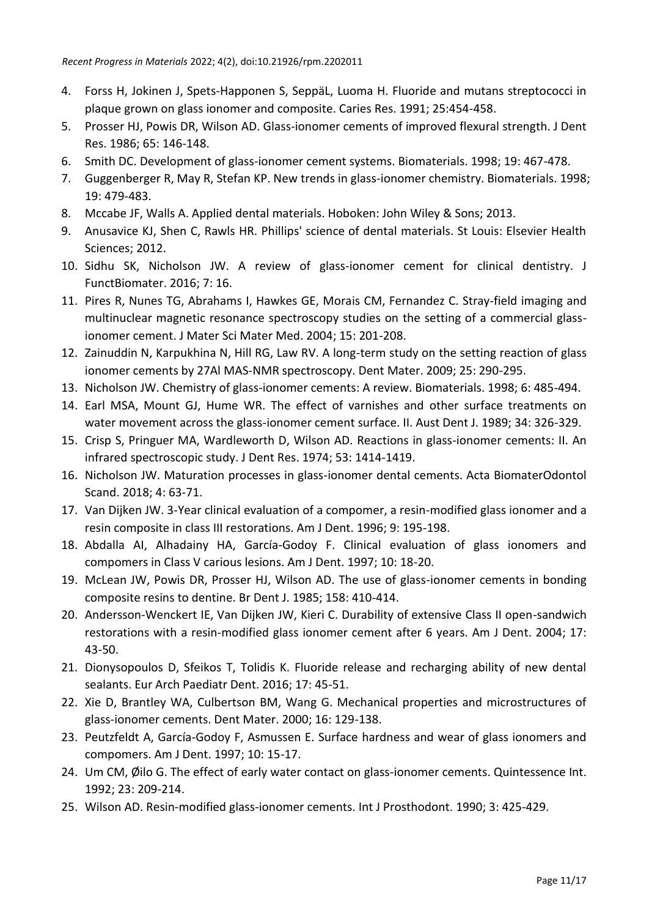4. Forss H, Jokinen J, Spets-Happonen S, SeppäL, Luoma H. Fluoride and mutans streptococci in plaque grown on glass ionomer and composite. Caries Res. 1991; 25:454-458.
5. Prosser HJ, Powis DR, Wilson AD. Glass-ionomer cements of improved flexural strength. J Dent Res. 1986; 65: 146-148.
6. Smith DC. Development of glass-ionomer cement systems. Biomaterials. 1998; 19: 467-478.
7. Guggenberger R, May R, Stefan KP. New trends in glass-ionomer chemistry. Biomaterials. 1998; 19: 479-483.
8. Mccabe JF, Walls A. Applied dental materials. Hoboken: John Wiley & Sons; 2013.
9. Anusavice KJ, Shen C, Rawls HR. Phillips' science of dental materials. St Louis: Elsevier Health Sciences; 2012.
10. Sidhu SK, Nicholson JW. A review of glass-ionomer cement for clinical dentistry. J FunctBiomater. 2016; 7: 16.
11. Pires R, Nunes TG, Abrahams I, Hawkes GE, Morais CM, Fernandez C. Stray-field imaging and multinuclear magnetic resonance spectroscopy studies on the setting of a commercial glass-ionomer cement. J Mater Sci Mater Med. 2004; 15: 201-208.
12. Zainuddin N, Karpukhina N, Hill RG, Law RV. A long-term study on the setting reaction of glass ionomer cements by 27Al MAS-NMR spectroscopy. Dent Mater. 2009; 25: 290-295.
13. Nicholson JW. Chemistry of glass-ionomer cements: A review. Biomaterials. 1998; 6: 485-494.
14. Earl MSA, Mount GJ, Hume WR. The effect of varnishes and other surface treatments on water movement across the glass-ionomer cement surface. II. Aust Dent J. 1989; 34: 326-329.
15. Crisp S, Pringuer MA, Wardleworth D, Wilson AD. Reactions in glass-ionomer cements: II. An infrared spectroscopic study. J Dent Res. 1974; 53: 1414-1419.
16. Nicholson JW. Maturation processes in glass-ionomer dental cements. Acta BiomaterOdontol Scand. 2018; 4: 63-71.
17. Van Dijken JW. 3-Year clinical evaluation of a compomer, a resin-modified glass ionomer and a resin composite in class III restorations. Am J Dent. 1996; 9: 195-198.
18. Abdalla AI, Alhadainy HA, García-Godoy F. Clinical evaluation of glass ionomers and compomers in Class V carious lesions. Am J Dent. 1997; 10: 18-20.
19. McLean JW, Powis DR, Prosser HJ, Wilson AD. The use of glass-ionomer cements in bonding composite resins to dentine. Br Dent J. 1985; 158: 410-414.
20. Andersson-Wenckert IE, Van Dijken JW, Kieri C. Durability of extensive Class II open-sandwich restorations with a resin-modified glass ionomer cement after 6 years. Am J Dent. 2004; 17: 43-50.
21. Dionysopoulos D, Sfeikos T, Tolidis K. Fluoride release and recharging ability of new dental sealants. Eur Arch Paediatr Dent. 2016; 17: 45-51.
22. Xie D, Brantley WA, Culbertson BM, Wang G. Mechanical properties and microstructures of glass-ionomer cements. Dent Mater. 2000; 16: 129-138.
23. Peutzfeldt A, García-Godoy F, Asmussen E. Surface hardness and wear of glass ionomers and compomers. Am J Dent. 1997; 10: 15-17.
24. Um CM, Øilo G. The effect of early water contact on glass-ionomer cements. Quintessence Int. 1992; 23: 209-214.
25. Wilson AD. Resin-modified glass-ionomer cements. Int J Prosthodont. 1990; 3: 425-429.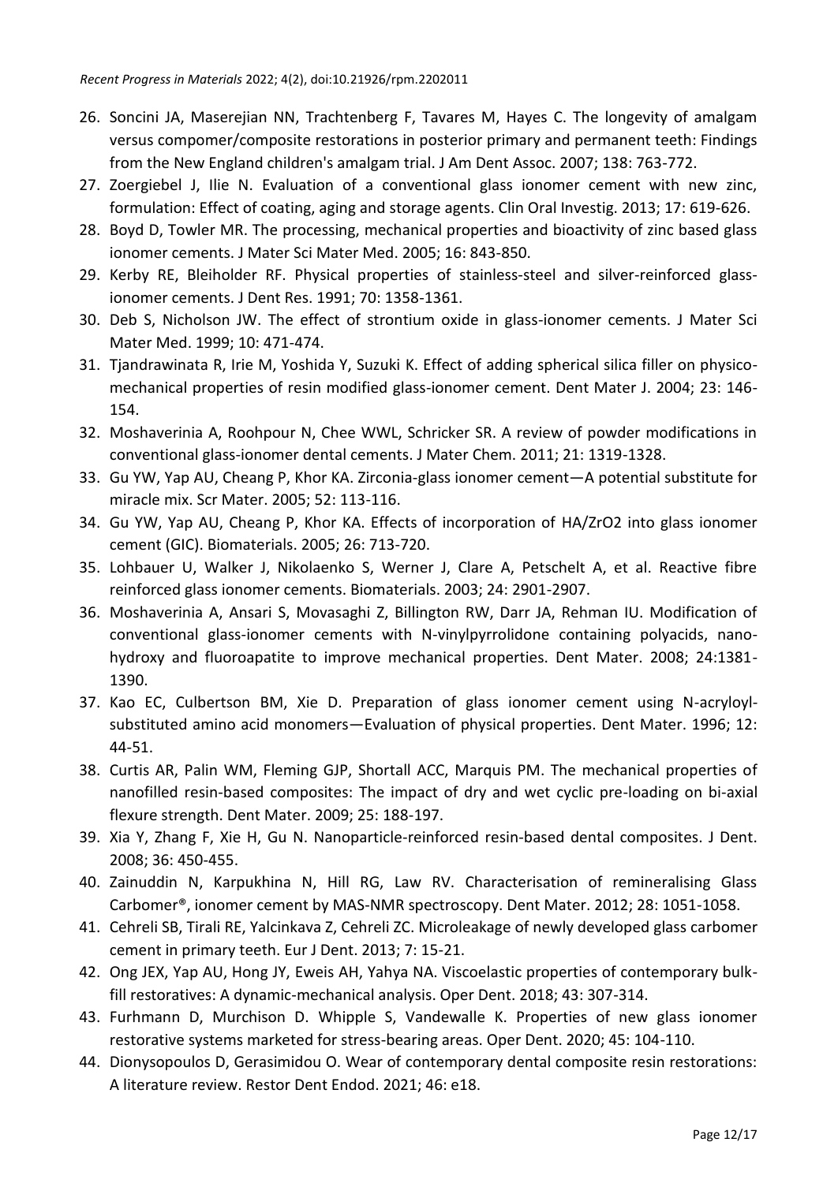26. Soncini JA, Maserejian NN, Trachtenberg F, Tavares M, Hayes C. The longevity of amalgam versus compomer/composite restorations in posterior primary and permanent teeth: Findings from the New England children's amalgam trial. J Am Dent Assoc. 2007; 138: 763-772.
27. Zoergiebel J, Ilie N. Evaluation of a conventional glass ionomer cement with new zinc, formulation: Effect of coating, aging and storage agents. Clin Oral Investig. 2013; 17: 619-626.
28. Boyd D, Towler MR. The processing, mechanical properties and bioactivity of zinc based glass ionomer cements. J Mater Sci Mater Med. 2005; 16: 843-850.
29. Kerby RE, Bleiholder RF. Physical properties of stainless-steel and silver-reinforced glass-ionomer cements. J Dent Res. 1991; 70: 1358-1361.
30. Deb S, Nicholson JW. The effect of strontium oxide in glass-ionomer cements. J Mater Sci Mater Med. 1999; 10: 471-474.
31. Tjandrawinata R, Irie M, Yoshida Y, Suzuki K. Effect of adding spherical silica filler on physico-mechanical properties of resin modified glass-ionomer cement. Dent Mater J. 2004; 23: 146-154.
32. Moshaverinia A, Roohpour N, Chee WWL, Schricker SR. A review of powder modifications in conventional glass-ionomer dental cements. J Mater Chem. 2011; 21: 1319-1328.
33. Gu YW, Yap AU, Cheang P, Khor KA. Zirconia-glass ionomer cement—A potential substitute for miracle mix. Scr Mater. 2005; 52: 113-116.
34. Gu YW, Yap AU, Cheang P, Khor KA. Effects of incorporation of HA/ZrO2 into glass ionomer cement (GIC). Biomaterials. 2005; 26: 713-720.
35. Lohbauer U, Walker J, Nikolaenko S, Werner J, Clare A, Petschelt A, et al. Reactive fibre reinforced glass ionomer cements. Biomaterials. 2003; 24: 2901-2907.
36. Moshaverinia A, Ansari S, Movasaghi Z, Billington RW, Darr JA, Rehman IU. Modification of conventional glass-ionomer cements with N-vinylpyrrolidone containing polyacids, nano-hydroxy and fluoroapatite to improve mechanical properties. Dent Mater. 2008; 24:1381-1390.
37. Kao EC, Culbertson BM, Xie D. Preparation of glass ionomer cement using N-acryloyl-substituted amino acid monomers—Evaluation of physical properties. Dent Mater. 1996; 12: 44-51.
38. Curtis AR, Palin WM, Fleming GJP, Shortall ACC, Marquis PM. The mechanical properties of nanofilled resin-based composites: The impact of dry and wet cyclic pre-loading on bi-axial flexure strength. Dent Mater. 2009; 25: 188-197.
39. Xia Y, Zhang F, Xie H, Gu N. Nanoparticle-reinforced resin-based dental composites. J Dent. 2008; 36: 450-455.
40. Zainuddin N, Karpukhina N, Hill RG, Law RV. Characterisation of remineralising Glass Carbomer®, ionomer cement by MAS-NMR spectroscopy. Dent Mater. 2012; 28: 1051-1058.
41. Cehreli SB, Tirali RE, Yalcinkava Z, Cehreli ZC. Microleakage of newly developed glass carbomer cement in primary teeth. Eur J Dent. 2013; 7: 15-21.
42. Ong JEX, Yap AU, Hong JY, Eweis AH, Yahya NA. Viscoelastic properties of contemporary bulk-fill restoratives: A dynamic-mechanical analysis. Oper Dent. 2018; 43: 307-314.
43. Furhmann D, Murchison D. Whipple S, Vandewalle K. Properties of new glass ionomer restorative systems marketed for stress-bearing areas. Oper Dent. 2020; 45: 104-110.
44. Dionysopoulos D, Gerasimidou O. Wear of contemporary dental composite resin restorations: A literature review. Restor Dent Endod. 2021; 46: e18.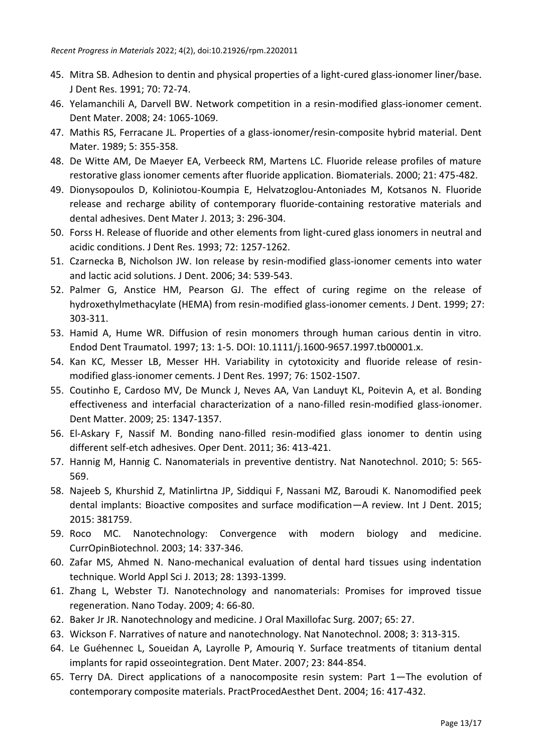45. Mitra SB. Adhesion to dentin and physical properties of a light-cured glass-ionomer liner/base. J Dent Res. 1991; 70: 72-74.
46. Yelamanchili A, Darvell BW. Network competition in a resin-modified glass-ionomer cement. Dent Mater. 2008; 24: 1065-1069.
47. Mathis RS, Ferracane JL. Properties of a glass-ionomer/resin-composite hybrid material. Dent Mater. 1989; 5: 355-358.
48. De Witte AM, De Maeyer EA, Verbeeck RM, Martens LC. Fluoride release profiles of mature restorative glass ionomer cements after fluoride application. Biomaterials. 2000; 21: 475-482.
49. Dionysopoulos D, Koliniotou-Koumpia E, Helvatzoglou-Antoniades M, Kotsanos N. Fluoride release and recharge ability of contemporary fluoride-containing restorative materials and dental adhesives. Dent Mater J. 2013; 3: 296-304.
50. Forss H. Release of fluoride and other elements from light-cured glass ionomers in neutral and acidic conditions. J Dent Res. 1993; 72: 1257-1262.
51. Czarnecka B, Nicholson JW. Ion release by resin-modified glass-ionomer cements into water and lactic acid solutions. J Dent. 2006; 34: 539-543.
52. Palmer G, Anstice HM, Pearson GJ. The effect of curing regime on the release of hydroxethylmethacylate (HEMA) from resin-modified glass-ionomer cements. J Dent. 1999; 27: 303-311.
53. Hamid A, Hume WR. Diffusion of resin monomers through human carious dentin in vitro. Endod Dent Traumatol. 1997; 13: 1-5. DOI: 10.1111/j.1600-9657.1997.tb00001.x.
54. Kan KC, Messer LB, Messer HH. Variability in cytotoxicity and fluoride release of resin-modified glass-ionomer cements. J Dent Res. 1997; 76: 1502-1507.
55. Coutinho E, Cardoso MV, De Munck J, Neves AA, Van Landuyt KL, Poitevin A, et al. Bonding effectiveness and interfacial characterization of a nano-filled resin-modified glass-ionomer. Dent Matter. 2009; 25: 1347-1357.
56. El-Askary F, Nassif M. Bonding nano-filled resin-modified glass ionomer to dentin using different self-etch adhesives. Oper Dent. 2011; 36: 413-421.
57. Hannig M, Hannig C. Nanomaterials in preventive dentistry. Nat Nanotechnol. 2010; 5: 565-569.
58. Najeeb S, Khurshid Z, Matinlirtna JP, Siddiqui F, Nassani MZ, Baroudi K. Nanomodified peek dental implants: Bioactive composites and surface modification—A review. Int J Dent. 2015; 2015: 381759.
59. Roco MC. Nanotechnology: Convergence with modern biology and medicine. CurrOpinBiotechnol. 2003; 14: 337-346.
60. Zafar MS, Ahmed N. Nano-mechanical evaluation of dental hard tissues using indentation technique. World Appl Sci J. 2013; 28: 1393-1399.
61. Zhang L, Webster TJ. Nanotechnology and nanomaterials: Promises for improved tissue regeneration. Nano Today. 2009; 4: 66-80.
62. Baker Jr JR. Nanotechnology and medicine. J Oral Maxillofac Surg. 2007; 65: 27.
63. Wickson F. Narratives of nature and nanotechnology. Nat Nanotechnol. 2008; 3: 313-315.
64. Le Guéhennec L, Soueidan A, Layrolle P, Amouriq Y. Surface treatments of titanium dental implants for rapid osseointegration. Dent Mater. 2007; 23: 844-854.
65. Terry DA. Direct applications of a nanocomposite resin system: Part 1—The evolution of contemporary composite materials. PractProcedAesthet Dent. 2004; 16: 417-432.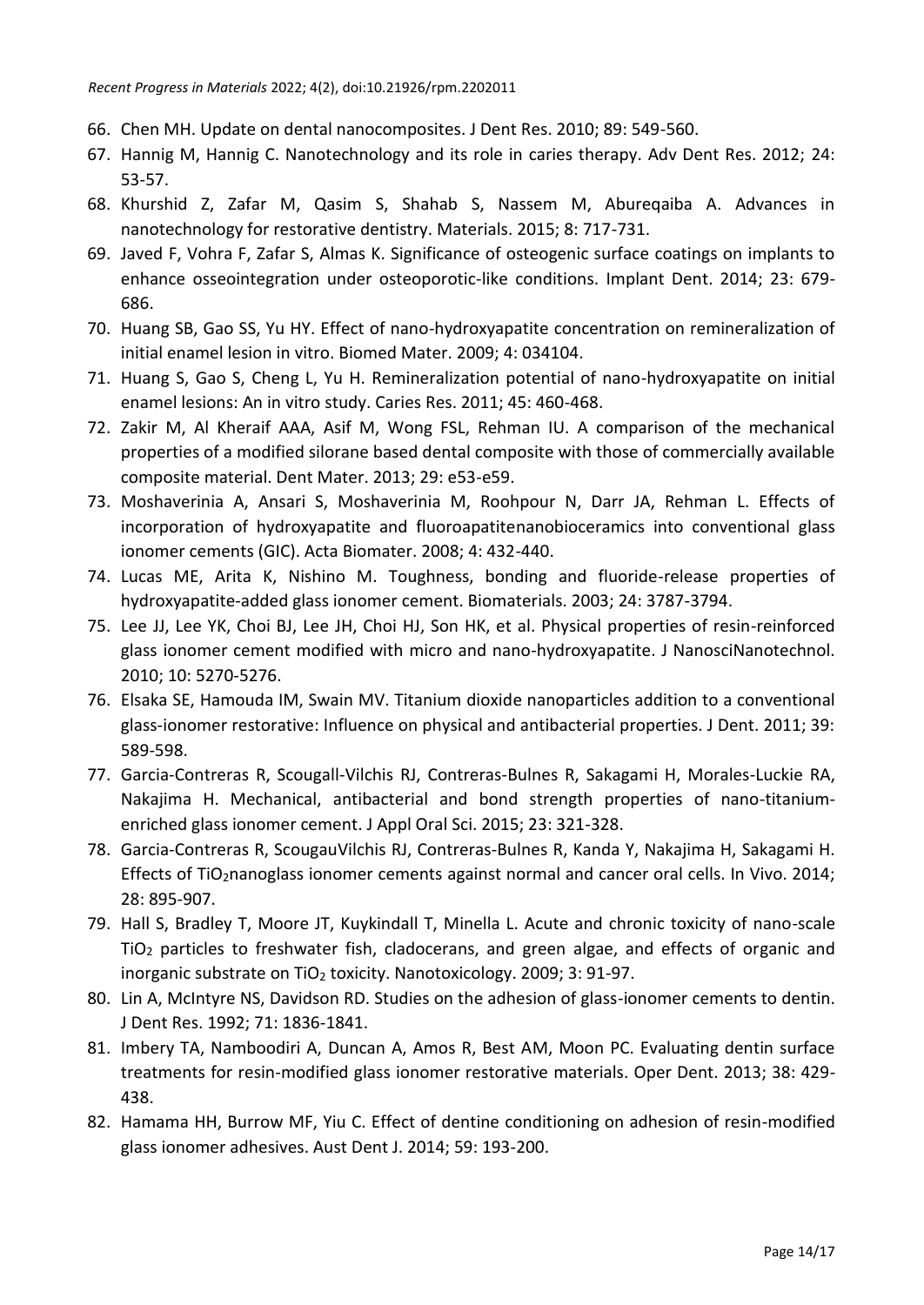66. Chen MH. Update on dental nanocomposites. J Dent Res. 2010; 89: 549-560.
67. Hannig M, Hannig C. Nanotechnology and its role in caries therapy. Adv Dent Res. 2012; 24: 53-57.
68. Khurshid Z, Zafar M, Qasim S, Shahab S, Nassem M, Abureqaiba A. Advances in nanotechnology for restorative dentistry. Materials. 2015; 8: 717-731.
69. Javed F, Vohra F, Zafar S, Almas K. Significance of osteogenic surface coatings on implants to enhance osseointegration under osteoporotic-like conditions. Implant Dent. 2014; 23: 679-686.
70. Huang SB, Gao SS, Yu HY. Effect of nano-hydroxyapatite concentration on remineralization of initial enamel lesion in vitro. Biomed Mater. 2009; 4: 034104.
71. Huang S, Gao S, Cheng L, Yu H. Remineralization potential of nano-hydroxyapatite on initial enamel lesions: An in vitro study. Caries Res. 2011; 45: 460-468.
72. Zakir M, Al Kheraif AAA, Asif M, Wong FSL, Rehman IU. A comparison of the mechanical properties of a modified silorane based dental composite with those of commercially available composite material. Dent Mater. 2013; 29: e53-e59.
73. Moshaverinia A, Ansari S, Moshaverinia M, Roohpour N, Darr JA, Rehman L. Effects of incorporation of hydroxyapatite and fluoroapatitenanobioceramics into conventional glass ionomer cements (GIC). Acta Biomater. 2008; 4: 432-440.
74. Lucas ME, Arita K, Nishino M. Toughness, bonding and fluoride-release properties of hydroxyapatite-added glass ionomer cement. Biomaterials. 2003; 24: 3787-3794.
75. Lee JJ, Lee YK, Choi BJ, Lee JH, Choi HJ, Son HK, et al. Physical properties of resin-reinforced glass ionomer cement modified with micro and nano-hydroxyapatite. J NanosciNanotechnol. 2010; 10: 5270-5276.
76. Elsaka SE, Hamouda IM, Swain MV. Titanium dioxide nanoparticles addition to a conventional glass-ionomer restorative: Influence on physical and antibacterial properties. J Dent. 2011; 39: 589-598.
77. Garcia-Contreras R, Scougall-Vilchis RJ, Contreras-Bulnes R, Sakagami H, Morales-Luckie RA, Nakajima H. Mechanical, antibacterial and bond strength properties of nano-titanium-enriched glass ionomer cement. J Appl Oral Sci. 2015; 23: 321-328.
78. Garcia-Contreras R, ScougauVilchis RJ, Contreras-Bulnes R, Kanda Y, Nakajima H, Sakagami H. Effects of $TiO_2$nanoglass ionomer cements against normal and cancer oral cells. In Vivo. 2014; 28: 895-907.
79. Hall S, Bradley T, Moore JT, Kuykindall T, Minella L. Acute and chronic toxicity of nano-scale $TiO_2$ particles to freshwater fish, cladocerans, and green algae, and effects of organic and inorganic substrate on $TiO_2$ toxicity. Nanotoxicology. 2009; 3: 91-97.
80. Lin A, McIntyre NS, Davidson RD. Studies on the adhesion of glass-ionomer cements to dentin. J Dent Res. 1992; 71: 1836-1841.
81. Imbery TA, Namboodiri A, Duncan A, Amos R, Best AM, Moon PC. Evaluating dentin surface treatments for resin-modified glass ionomer restorative materials. Oper Dent. 2013; 38: 429-438.
82. Hamama HH, Burrow MF, Yiu C. Effect of dentine conditioning on adhesion of resin-modified glass ionomer adhesives. Aust Dent J. 2014; 59: 193-200.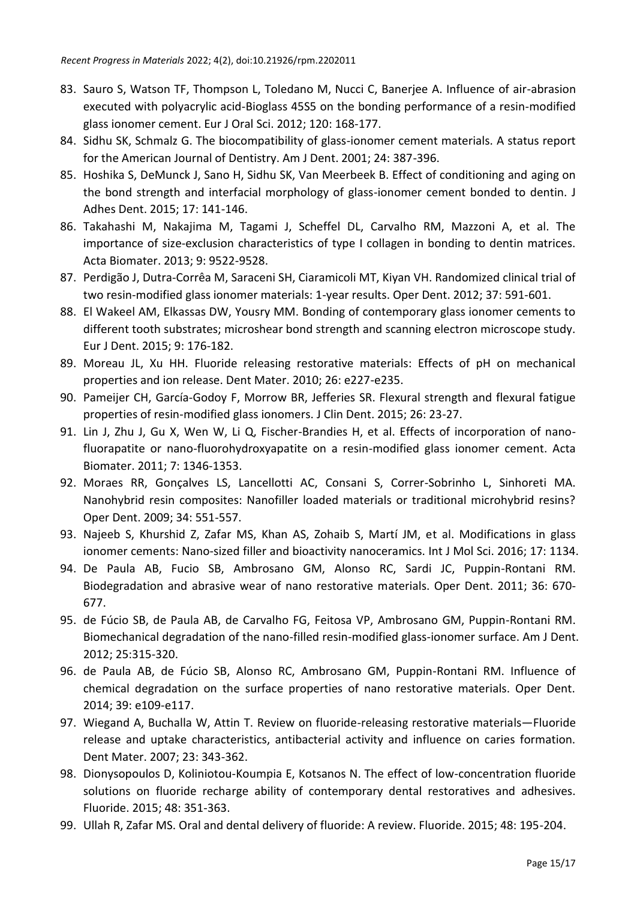83. Sauro S, Watson TF, Thompson L, Toledano M, Nucci C, Banerjee A. Influence of air-abrasion executed with polyacrylic acid-Bioglass 45S5 on the bonding performance of a resin-modified glass ionomer cement. Eur J Oral Sci. 2012; 120: 168-177.
84. Sidhu SK, Schmalz G. The biocompatibility of glass-ionomer cement materials. A status report for the American Journal of Dentistry. Am J Dent. 2001; 24: 387-396.
85. Hoshika S, DeMunck J, Sano H, Sidhu SK, Van Meerbeek B. Effect of conditioning and aging on the bond strength and interfacial morphology of glass-ionomer cement bonded to dentin. J Adhes Dent. 2015; 17: 141-146.
86. Takahashi M, Nakajima M, Tagami J, Scheffel DL, Carvalho RM, Mazzoni A, et al. The importance of size-exclusion characteristics of type I collagen in bonding to dentin matrices. Acta Biomater. 2013; 9: 9522-9528.
87. Perdigão J, Dutra-Corrêa M, Saraceni SH, Ciaramicoli MT, Kiyan VH. Randomized clinical trial of two resin-modified glass ionomer materials: 1-year results. Oper Dent. 2012; 37: 591-601.
88. El Wakeel AM, Elkassas DW, Yousry MM. Bonding of contemporary glass ionomer cements to different tooth substrates; microshear bond strength and scanning electron microscope study. Eur J Dent. 2015; 9: 176-182.
89. Moreau JL, Xu HH. Fluoride releasing restorative materials: Effects of pH on mechanical properties and ion release. Dent Mater. 2010; 26: e227-e235.
90. Pameijer CH, García-Godoy F, Morrow BR, Jefferies SR. Flexural strength and flexural fatigue properties of resin-modified glass ionomers. J Clin Dent. 2015; 26: 23-27.
91. Lin J, Zhu J, Gu X, Wen W, Li Q, Fischer-Brandies H, et al. Effects of incorporation of nano-fluorapatite or nano-fluorohydroxyapatite on a resin-modified glass ionomer cement. Acta Biomater. 2011; 7: 1346-1353.
92. Moraes RR, Gonçalves LS, Lancellotti AC, Consani S, Correr-Sobrinho L, Sinhoreti MA. Nanohybrid resin composites: Nanofiller loaded materials or traditional microhybrid resins? Oper Dent. 2009; 34: 551-557.
93. Najeeb S, Khurshid Z, Zafar MS, Khan AS, Zohaib S, Martí JM, et al. Modifications in glass ionomer cements: Nano-sized filler and bioactivity nanoceramics. Int J Mol Sci. 2016; 17: 1134.
94. De Paula AB, Fucio SB, Ambrosano GM, Alonso RC, Sardi JC, Puppin-Rontani RM. Biodegradation and abrasive wear of nano restorative materials. Oper Dent. 2011; 36: 670-677.
95. de Fúcio SB, de Paula AB, de Carvalho FG, Feitosa VP, Ambrosano GM, Puppin-Rontani RM. Biomechanical degradation of the nano-filled resin-modified glass-ionomer surface. Am J Dent. 2012; 25:315-320.
96. de Paula AB, de Fúcio SB, Alonso RC, Ambrosano GM, Puppin-Rontani RM. Influence of chemical degradation on the surface properties of nano restorative materials. Oper Dent. 2014; 39: e109-e117.
97. Wiegand A, Buchalla W, Attin T. Review on fluoride-releasing restorative materials—Fluoride release and uptake characteristics, antibacterial activity and influence on caries formation. Dent Mater. 2007; 23: 343-362.
98. Dionysopoulos D, Koliniotou-Koumpia E, Kotsanos N. The effect of low-concentration fluoride solutions on fluoride recharge ability of contemporary dental restoratives and adhesives. Fluoride. 2015; 48: 351-363.
99. Ullah R, Zafar MS. Oral and dental delivery of fluoride: A review. Fluoride. 2015; 48: 195-204.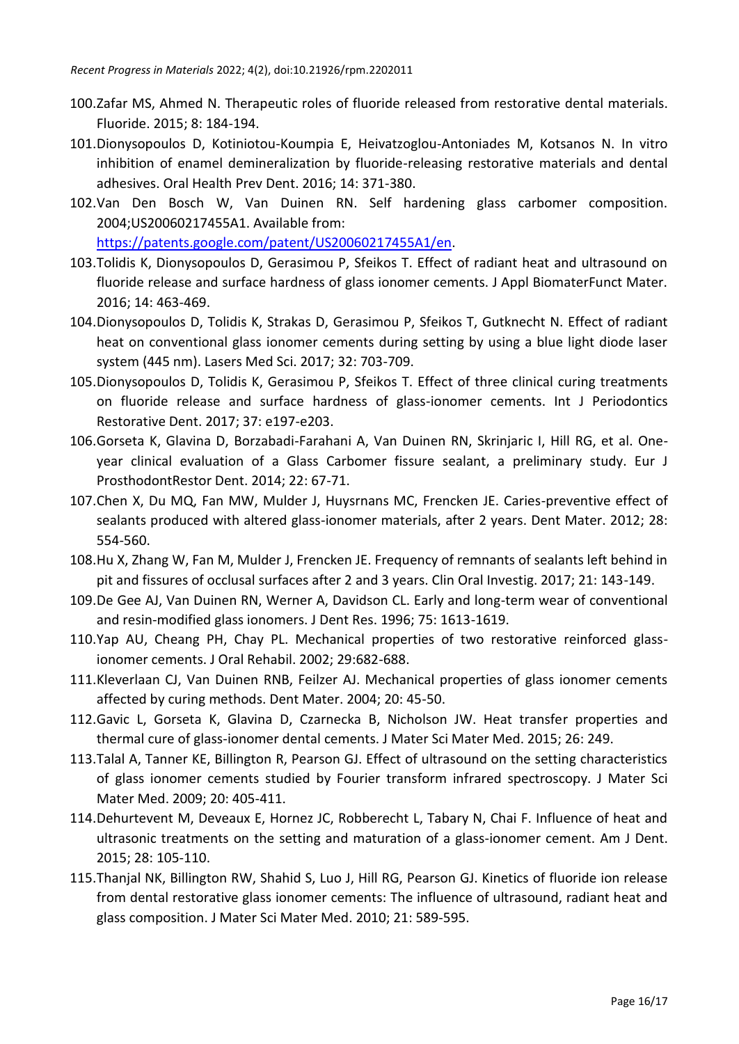100. Zafar MS, Ahmed N. Therapeutic roles of fluoride released from restorative dental materials. Fluoride. 2015; 8: 184-194.
101. Dionysopoulos D, Kotiniotou-Koumpia E, Heivatzoglou-Antoniades M, Kotsanos N. In vitro inhibition of enamel demineralization by fluoride-releasing restorative materials and dental adhesives. Oral Health Prev Dent. 2016; 14: 371-380.
102. Van Den Bosch W, Van Duinen RN. Self hardening glass carbomer composition. 2004;US20060217455A1. Available from: https://patents.google.com/patent/US20060217455A1/en.
103. Tolidis K, Dionysopoulos D, Gerasimou P, Sfeikos T. Effect of radiant heat and ultrasound on fluoride release and surface hardness of glass ionomer cements. J Appl BiomaterFunct Mater. 2016; 14: 463-469.
104. Dionysopoulos D, Tolidis K, Strakas D, Gerasimou P, Sfeikos T, Gutknecht N. Effect of radiant heat on conventional glass ionomer cements during setting by using a blue light diode laser system (445 nm). Lasers Med Sci. 2017; 32: 703-709.
105. Dionysopoulos D, Tolidis K, Gerasimou P, Sfeikos T. Effect of three clinical curing treatments on fluoride release and surface hardness of glass-ionomer cements. Int J Periodontics Restorative Dent. 2017; 37: e197-e203.
106. Gorseta K, Glavina D, Borzabadi-Farahani A, Van Duinen RN, Skrinjaric I, Hill RG, et al. One-year clinical evaluation of a Glass Carbomer fissure sealant, a preliminary study. Eur J ProsthodontRestor Dent. 2014; 22: 67-71.
107. Chen X, Du MQ, Fan MW, Mulder J, Huysrnans MC, Frencken JE. Caries-preventive effect of sealants produced with altered glass-ionomer materials, after 2 years. Dent Mater. 2012; 28: 554-560.
108. Hu X, Zhang W, Fan M, Mulder J, Frencken JE. Frequency of remnants of sealants left behind in pit and fissures of occlusal surfaces after 2 and 3 years. Clin Oral Investig. 2017; 21: 143-149.
109. De Gee AJ, Van Duinen RN, Werner A, Davidson CL. Early and long-term wear of conventional and resin-modified glass ionomers. J Dent Res. 1996; 75: 1613-1619.
110. Yap AU, Cheang PH, Chay PL. Mechanical properties of two restorative reinforced glass-ionomer cements. J Oral Rehabil. 2002; 29:682-688.
111. Kleverlaan CJ, Van Duinen RNB, Feilzer AJ. Mechanical properties of glass ionomer cements affected by curing methods. Dent Mater. 2004; 20: 45-50.
112. Gavic L, Gorseta K, Glavina D, Czarnecka B, Nicholson JW. Heat transfer properties and thermal cure of glass-ionomer dental cements. J Mater Sci Mater Med. 2015; 26: 249.
113. Talal A, Tanner KE, Billington R, Pearson GJ. Effect of ultrasound on the setting characteristics of glass ionomer cements studied by Fourier transform infrared spectroscopy. J Mater Sci Mater Med. 2009; 20: 405-411.
114. Dehurtevent M, Deveaux E, Hornez JC, Robberecht L, Tabary N, Chai F. Influence of heat and ultrasonic treatments on the setting and maturation of a glass-ionomer cement. Am J Dent. 2015; 28: 105-110.
115. Thanjal NK, Billington RW, Shahid S, Luo J, Hill RG, Pearson GJ. Kinetics of fluoride ion release from dental restorative glass ionomer cements: The influence of ultrasound, radiant heat and glass composition. J Mater Sci Mater Med. 2010; 21: 589-595.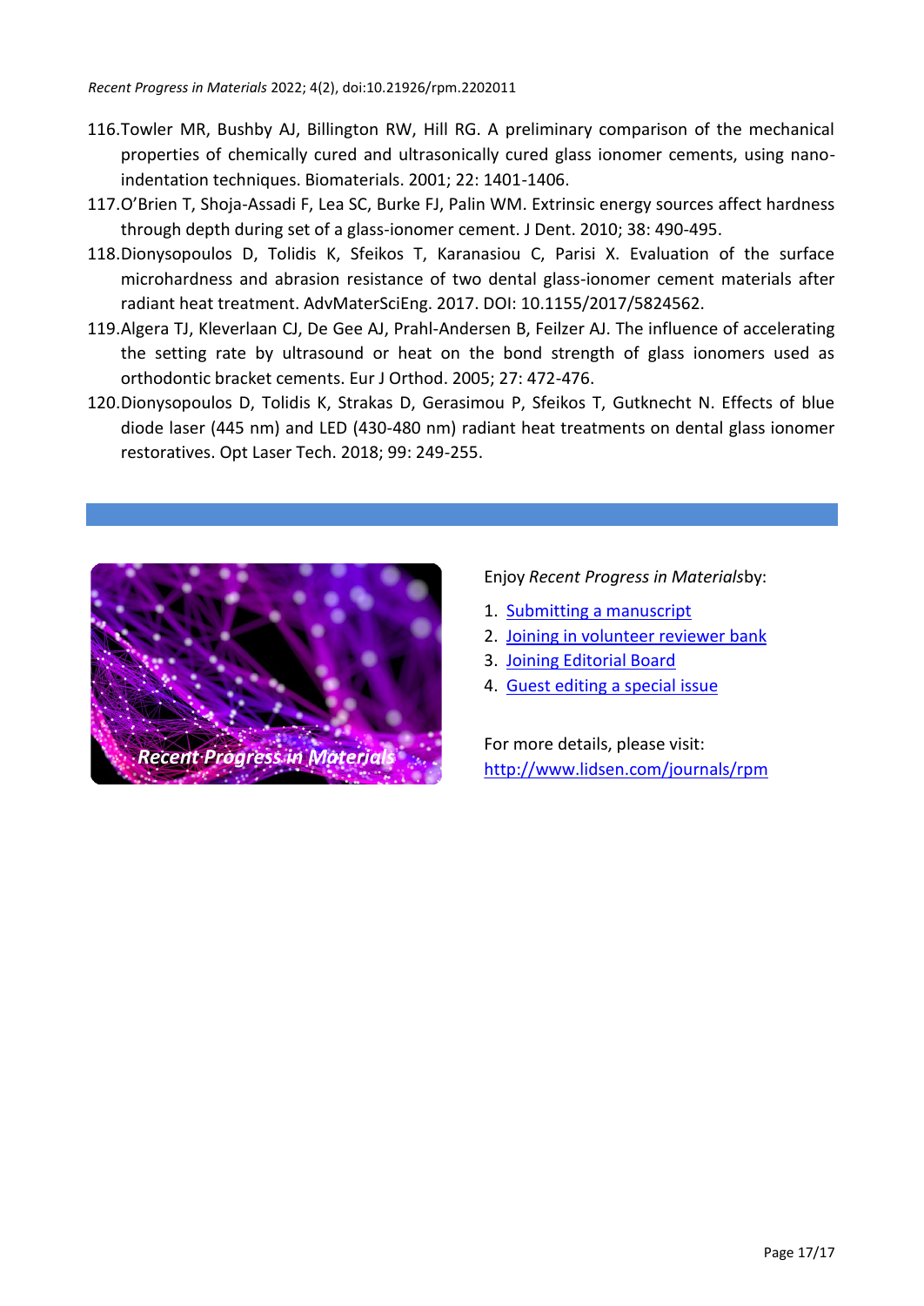116. Towler MR, Bushby AJ, Billington RW, Hill RG. A preliminary comparison of the mechanical properties of chemically cured and ultrasonically cured glass ionomer cements, using nano-indentation techniques. Biomaterials. 2001; 22: 1401-1406.
117. O'Brien T, Shoja-Assadi F, Lea SC, Burke FJ, Palin WM. Extrinsic energy sources affect hardness through depth during set of a glass-ionomer cement. J Dent. 2010; 38: 490-495.
118. Dionysopoulos D, Tolidis K, Sfeikos T, Karanasiou C, Parisi X. Evaluation of the surface microhardness and abrasion resistance of two dental glass-ionomer cement materials after radiant heat treatment. AdvMaterSciEng. 2017. DOI: 10.1155/2017/5824562.
119. Algera TJ, Kleverlaan CJ, De Gee AJ, Prahl-Andersen B, Feilzer AJ. The influence of accelerating the setting rate by ultrasound or heat on the bond strength of glass ionomers used as orthodontic bracket cements. Eur J Orthod. 2005; 27: 472-476.
120. Dionysopoulos D, Tolidis K, Strakas D, Gerasimou P, Sfeikos T, Gutknecht N. Effects of blue diode laser (445 nm) and LED (430-480 nm) radiant heat treatments on dental glass ionomer restoratives. Opt Laser Tech. 2018; 99: 249-255.

Recent Progress in Materials

Enjoy *Recent Progress in Materials*by:

1. Submitting a manuscript
2. Joining in volunteer reviewer bank
3. Joining Editorial Board
4. Guest editing a special issue

For more details, please visit:
http://www.lidsen.com/journals/rpm